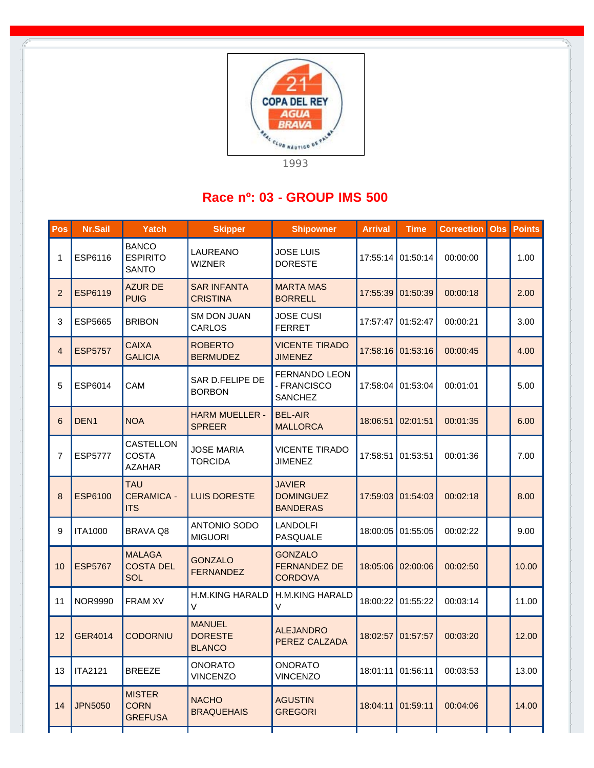1993

## Race nº: 03 - GROUP IMS 500

| Pos | Nr.Sail | Yatch | Skipper | Shipowner | Arrival | Time | Correction | Obs | Points |
|---|---|---|---|---|---|---|---|---|---|
| 1 | ESP6116 | BANCO ESPIRITO SANTO | LAUREANO WIZNER | JOSE LUIS DORESTE | 17:55:14 | 01:50:14 | 00:00:00 | | 1.00 |
| 2 | ESP6119 | AZUR DE PUIG | SAR INFANTA CRISTINA | MARTA MAS BORRELL | 17:55:39 | 01:50:39 | 00:00:18 | | 2.00 |
| 3 | ESP5665 | BRIBON | SM DON JUAN CARLOS | JOSE CUSI FERRET | 17:57:47 | 01:52:47 | 00:00:21 | | 3.00 |
| 4 | ESP5757 | CAIXA GALICIA | ROBERTO BERMUDEZ | VICENTE TIRADO JIMENEZ | 17:58:16 | 01:53:16 | 00:00:45 | | 4.00 |
| 5 | ESP6014 | CAM | SAR D.FELIPE DE BORBON | FERNANDO LEON - FRANCISCO SANCHEZ | 17:58:04 | 01:53:04 | 00:01:01 | | 5.00 |
| 6 | DEN1 | NOA | HARM MUELLER - SPREER | BEL-AIR MALLORCA | 18:06:51 | 02:01:51 | 00:01:35 | | 6.00 |
| 7 | ESP5777 | CASTELLON COSTA AZAHAR | JOSE MARIA TORCIDA | VICENTE TIRADO JIMENEZ | 17:58:51 | 01:53:51 | 00:01:36 | | 7.00 |
| 8 | ESP6100 | TAU CERAMICA - ITS | LUIS DORESTE | JAVIER DOMINGUEZ BANDERAS | 17:59:03 | 01:54:03 | 00:02:18 | | 8.00 |
| 9 | ITA1000 | BRAVA Q8 | ANTONIO SODO MIGUORI | LANDOLFI PASQUALE | 18:00:05 | 01:55:05 | 00:02:22 | | 9.00 |
| 10 | ESP5767 | MALAGA COSTA DEL SOL | GONZALO FERNANDEZ | GONZALO FERNANDEZ DE CORDOVA | 18:05:06 | 02:00:06 | 00:02:50 | | 10.00 |
| 11 | NOR9990 | FRAM XV | H.M.KING HARALD V | H.M.KING HARALD V | 18:00:22 | 01:55:22 | 00:03:14 | | 11.00 |
| 12 | GER4014 | CODORNIU | MANUEL DORESTE BLANCO | ALEJANDRO PEREZ CALZADA | 18:02:57 | 01:57:57 | 00:03:20 | | 12.00 |
| 13 | ITA2121 | BREEZE | ONORATO VINCENZO | ONORATO VINCENZO | 18:01:11 | 01:56:11 | 00:03:53 | | 13.00 |
| 14 | JPN5050 | MISTER CORN GREFUSA | NACHO BRAQUEHAIS | AGUSTIN GREGORI | 18:04:11 | 01:59:11 | 00:04:06 | | 14.00 |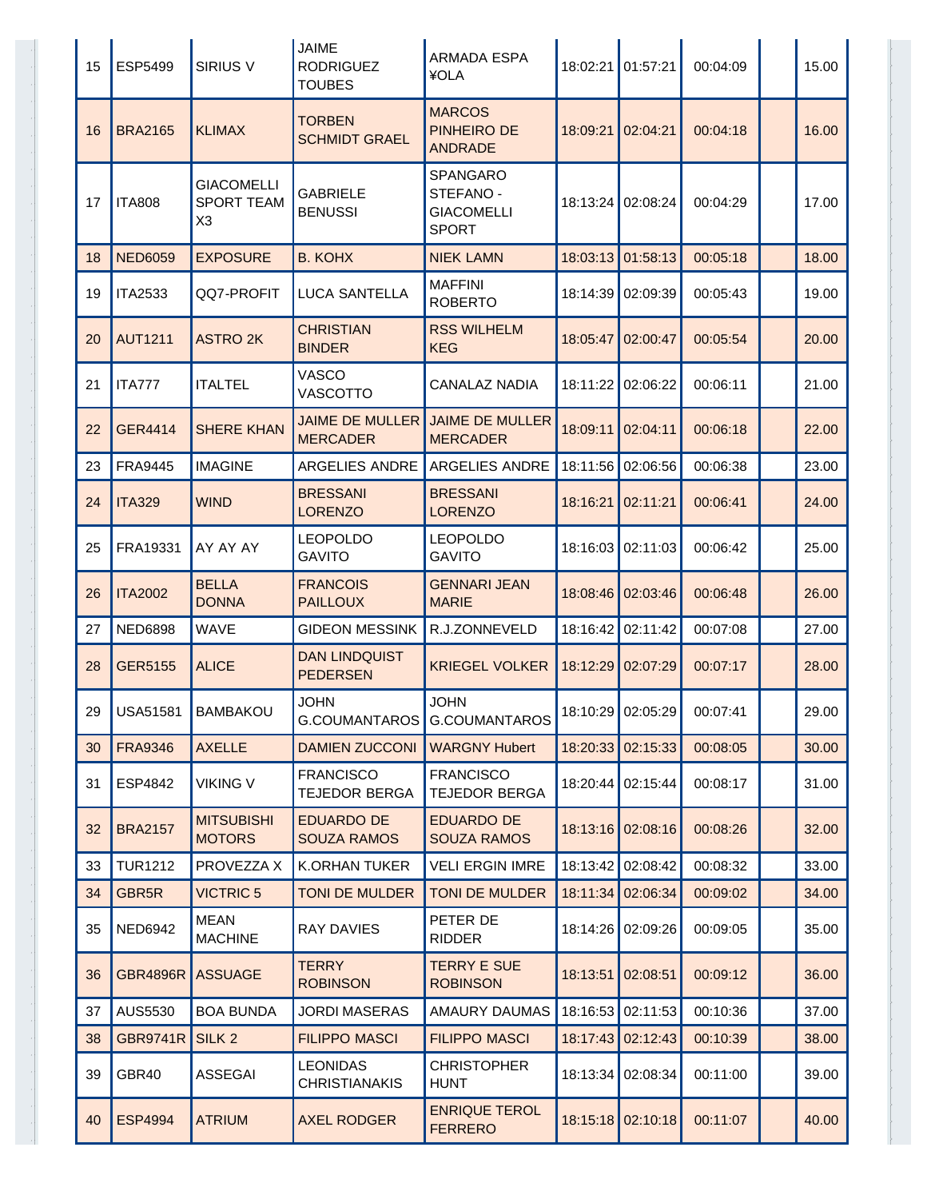| | | | | | | | | | |
|---|---|---|---|---|---|---|---|---|---|
| 15 | ESP5499 | SIRIUS V | JAIME RODRIGUEZ TOUBES | ARMADA ESPA ¥OLA | 18:02:21 | 01:57:21 | 00:04:09 | | 15.00 |
| 16 | BRA2165 | KLIMAX | TORBEN SCHMIDT GRAEL | MARCOS PINHEIRO DE ANDRADE | 18:09:21 | 02:04:21 | 00:04:18 | | 16.00 |
| 17 | ITA808 | GIACOMELLI SPORT TEAM X3 | GABRIELE BENUSSI | SPANGARO STEFANO - GIACOMELLI SPORT | 18:13:24 | 02:08:24 | 00:04:29 | | 17.00 |
| 18 | NED6059 | EXPOSURE | B. KOHX | NIEK LAMN | 18:03:13 | 01:58:13 | 00:05:18 | | 18.00 |
| 19 | ITA2533 | QQ7-PROFIT | LUCA SANTELLA | MAFFINI ROBERTO | 18:14:39 | 02:09:39 | 00:05:43 | | 19.00 |
| 20 | AUT1211 | ASTRO 2K | CHRISTIAN BINDER | RSS WILHELM KEG | 18:05:47 | 02:00:47 | 00:05:54 | | 20.00 |
| 21 | ITA777 | ITALTEL | VASCO VASCOTTO | CANALAZ NADIA | 18:11:22 | 02:06:22 | 00:06:11 | | 21.00 |
| 22 | GER4414 | SHERE KHAN | JAIME DE MULLER MERCADER | JAIME DE MULLER MERCADER | 18:09:11 | 02:04:11 | 00:06:18 | | 22.00 |
| 23 | FRA9445 | IMAGINE | ARGELIES ANDRE | ARGELIES ANDRE | 18:11:56 | 02:06:56 | 00:06:38 | | 23.00 |
| 24 | ITA329 | WIND | BRESSANI LORENZO | BRESSANI LORENZO | 18:16:21 | 02:11:21 | 00:06:41 | | 24.00 |
| 25 | FRA19331 | AY AY AY | LEOPOLDO GAVITO | LEOPOLDO GAVITO | 18:16:03 | 02:11:03 | 00:06:42 | | 25.00 |
| 26 | ITA2002 | BELLA DONNA | FRANCOIS PAILLOUX | GENNARI JEAN MARIE | 18:08:46 | 02:03:46 | 00:06:48 | | 26.00 |
| 27 | NED6898 | WAVE | GIDEON MESSINK | R.J.ZONNEVELD | 18:16:42 | 02:11:42 | 00:07:08 | | 27.00 |
| 28 | GER5155 | ALICE | DAN LINDQUIST PEDERSEN | KRIEGEL VOLKER | 18:12:29 | 02:07:29 | 00:07:17 | | 28.00 |
| 29 | USA51581 | BAMBAKOU | JOHN G.COUMANTAROS | JOHN G.COUMANTAROS | 18:10:29 | 02:05:29 | 00:07:41 | | 29.00 |
| 30 | FRA9346 | AXELLE | DAMIEN ZUCCONI | WARGNY Hubert | 18:20:33 | 02:15:33 | 00:08:05 | | 30.00 |
| 31 | ESP4842 | VIKING V | FRANCISCO TEJEDOR BERGA | FRANCISCO TEJEDOR BERGA | 18:20:44 | 02:15:44 | 00:08:17 | | 31.00 |
| 32 | BRA2157 | MITSUBISHI MOTORS | EDUARDO DE SOUZA RAMOS | EDUARDO DE SOUZA RAMOS | 18:13:16 | 02:08:16 | 00:08:26 | | 32.00 |
| 33 | TUR1212 | PROVEZZA X | K.ORHAN TUKER | VELI ERGIN IMRE | 18:13:42 | 02:08:42 | 00:08:32 | | 33.00 |
| 34 | GBR5R | VICTRIC 5 | TONI DE MULDER | TONI DE MULDER | 18:11:34 | 02:06:34 | 00:09:02 | | 34.00 |
| 35 | NED6942 | MEAN MACHINE | RAY DAVIES | PETER DE RIDDER | 18:14:26 | 02:09:26 | 00:09:05 | | 35.00 |
| 36 | GBR4896R | ASSUAGE | TERRY ROBINSON | TERRY E SUE ROBINSON | 18:13:51 | 02:08:51 | 00:09:12 | | 36.00 |
| 37 | AUS5530 | BOA BUNDA | JORDI MASERAS | AMAURY DAUMAS | 18:16:53 | 02:11:53 | 00:10:36 | | 37.00 |
| 38 | GBR9741R | SILK 2 | FILIPPO MASCI | FILIPPO MASCI | 18:17:43 | 02:12:43 | 00:10:39 | | 38.00 |
| 39 | GBR40 | ASSEGAI | LEONIDAS CHRISTIANAKIS | CHRISTOPHER HUNT | 18:13:34 | 02:08:34 | 00:11:00 | | 39.00 |
| 40 | ESP4994 | ATRIUM | AXEL RODGER | ENRIQUE TEROL FERRERO | 18:15:18 | 02:10:18 | 00:11:07 | | 40.00 |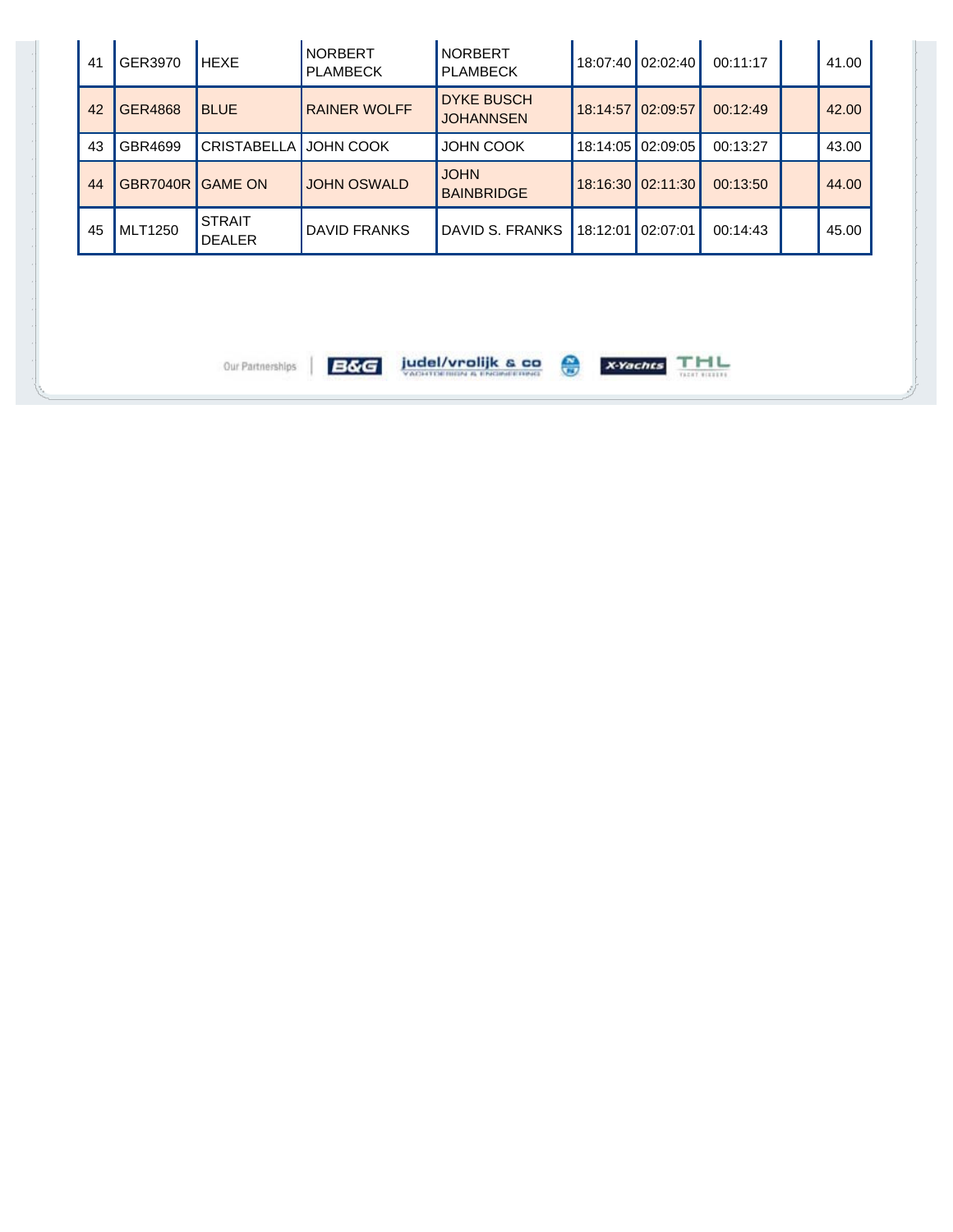| | | | | | | | | | |
|---|---|---|---|---|---|---|---|---|---|
| 41 | GER3970 | HEXE | NORBERT PLAMBECK | NORBERT PLAMBECK | 18:07:40 | 02:02:40 | 00:11:17 | | 41.00 |
| 42 | GER4868 | BLUE | RAINER WOLFF | DYKE BUSCH JOHANNSEN | 18:14:57 | 02:09:57 | 00:12:49 | | 42.00 |
| 43 | GBR4699 | CRISTABELLA | JOHN COOK | JOHN COOK | 18:14:05 | 02:09:05 | 00:13:27 | | 43.00 |
| 44 | GBR7040R | GAME ON | JOHN OSWALD | JOHN BAINBRIDGE | 18:16:30 | 02:11:30 | 00:13:50 | | 44.00 |
| 45 | MLT1250 | STRAIT DEALER | DAVID FRANKS | DAVID S. FRANKS | 18:12:01 | 02:07:01 | 00:14:43 | | 45.00 |

Our Partnerships | B&G judel/vrolijk & co YACHTDESIGN & ENGINEERING X-Yachts THL YACHT RIGGERS